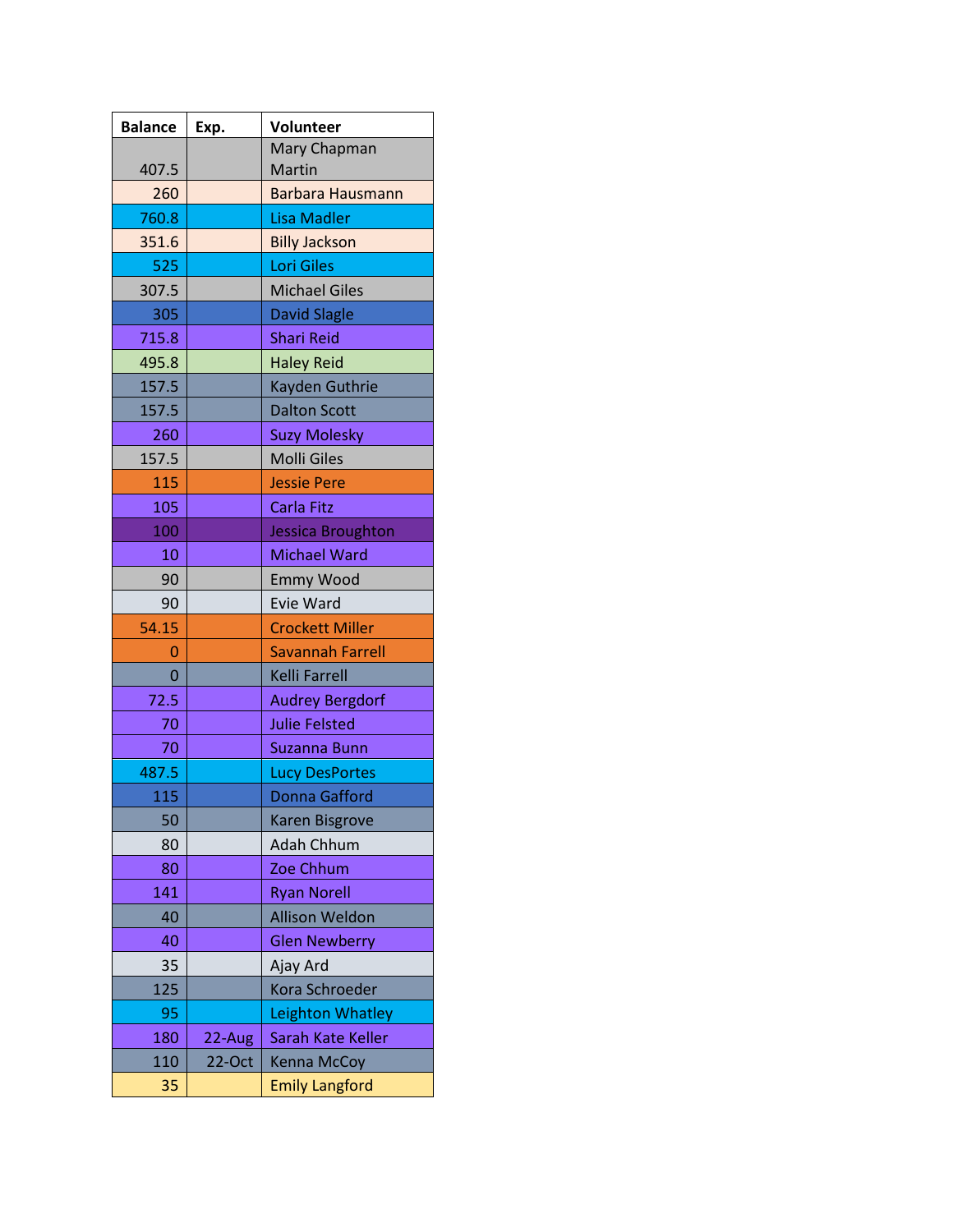| Balance | Exp. | Volunteer |
| --- | --- | --- |
| 407.5 | | Mary Chapman Martin |
| 260 | | Barbara Hausmann |
| 760.8 | | Lisa Madler |
| 351.6 | | Billy Jackson |
| 525 | | Lori Giles |
| 307.5 | | Michael Giles |
| 305 | | David Slagle |
| 715.8 | | Shari Reid |
| 495.8 | | Haley Reid |
| 157.5 | | Kayden Guthrie |
| 157.5 | | Dalton Scott |
| 260 | | Suzy Molesky |
| 157.5 | | Molli Giles |
| 115 | | Jessie Pere |
| 105 | | Carla Fitz |
| 100 | | Jessica Broughton |
| 10 | | Michael Ward |
| 90 | | Emmy Wood |
| 90 | | Evie Ward |
| 54.15 | | Crockett Miller |
| 0 | | Savannah Farrell |
| 0 | | Kelli Farrell |
| 72.5 | | Audrey Bergdorf |
| 70 | | Julie Felsted |
| 70 | | Suzanna Bunn |
| 487.5 | | Lucy DesPortes |
| 115 | | Donna Gafford |
| 50 | | Karen Bisgrove |
| 80 | | Adah Chhum |
| 80 | | Zoe Chhum |
| 141 | | Ryan Norell |
| 40 | | Allison Weldon |
| 40 | | Glen Newberry |
| 35 | | Ajay Ard |
| 125 | | Kora Schroeder |
| 95 | | Leighton Whatley |
| 180 | 22-Aug | Sarah Kate Keller |
| 110 | 22-Oct | Kenna McCoy |
| 35 | | Emily Langford |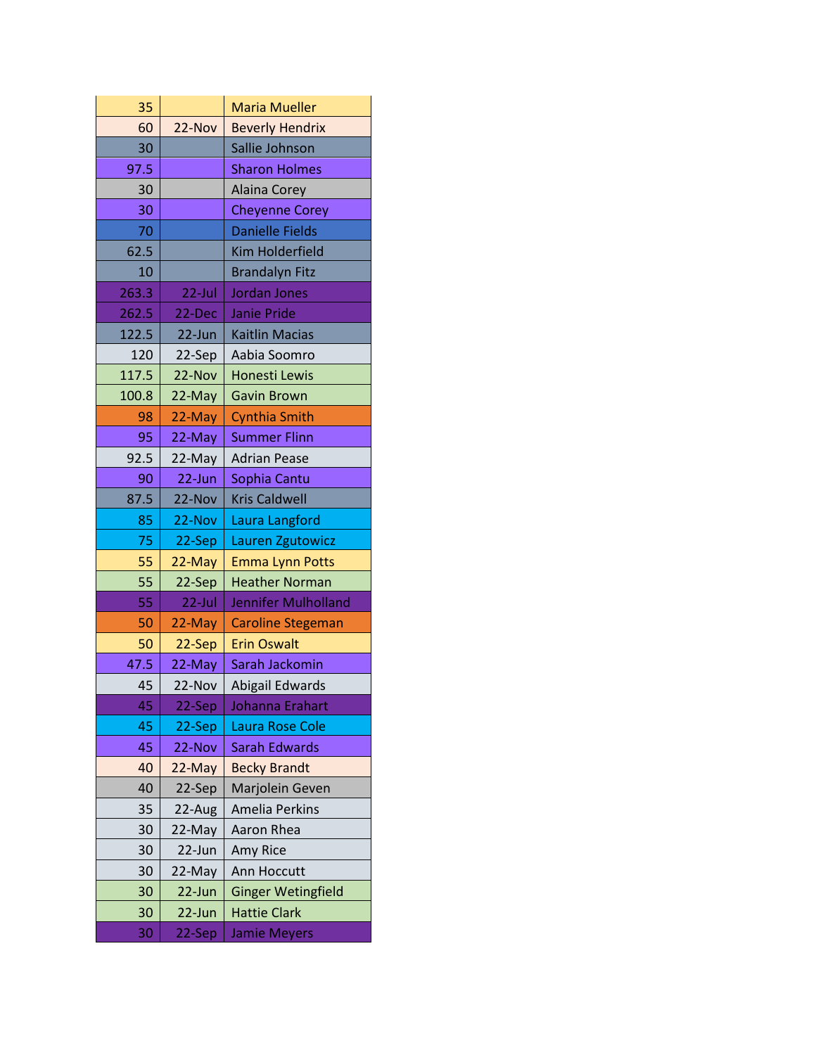| | | |
|---|---|---|
| 35 | | Maria Mueller |
| 60 | 22-Nov | Beverly Hendrix |
| 30 | | Sallie Johnson |
| 97.5 | | Sharon Holmes |
| 30 | | Alaina Corey |
| 30 | | Cheyenne Corey |
| 70 | | Danielle Fields |
| 62.5 | | Kim Holderfield |
| 10 | | Brandalyn Fitz |
| 263.3 | 22-Jul | Jordan Jones |
| 262.5 | 22-Dec | Janie Pride |
| 122.5 | 22-Jun | Kaitlin Macias |
| 120 | 22-Sep | Aabia Soomro |
| 117.5 | 22-Nov | Honesti Lewis |
| 100.8 | 22-May | Gavin Brown |
| 98 | 22-May | Cynthia Smith |
| 95 | 22-May | Summer Flinn |
| 92.5 | 22-May | Adrian Pease |
| 90 | 22-Jun | Sophia Cantu |
| 87.5 | 22-Nov | Kris Caldwell |
| 85 | 22-Nov | Laura Langford |
| 75 | 22-Sep | Lauren Zgutowicz |
| 55 | 22-May | Emma Lynn Potts |
| 55 | 22-Sep | Heather Norman |
| 55 | 22-Jul | Jennifer Mulholland |
| 50 | 22-May | Caroline Stegeman |
| 50 | 22-Sep | Erin Oswalt |
| 47.5 | 22-May | Sarah Jackomin |
| 45 | 22-Nov | Abigail Edwards |
| 45 | 22-Sep | Johanna Erahart |
| 45 | 22-Sep | Laura Rose Cole |
| 45 | 22-Nov | Sarah Edwards |
| 40 | 22-May | Becky Brandt |
| 40 | 22-Sep | Marjolein Geven |
| 35 | 22-Aug | Amelia Perkins |
| 30 | 22-May | Aaron Rhea |
| 30 | 22-Jun | Amy Rice |
| 30 | 22-May | Ann Hoccutt |
| 30 | 22-Jun | Ginger Wetingfield |
| 30 | 22-Jun | Hattie Clark |
| 30 | 22-Sep | Jamie Meyers |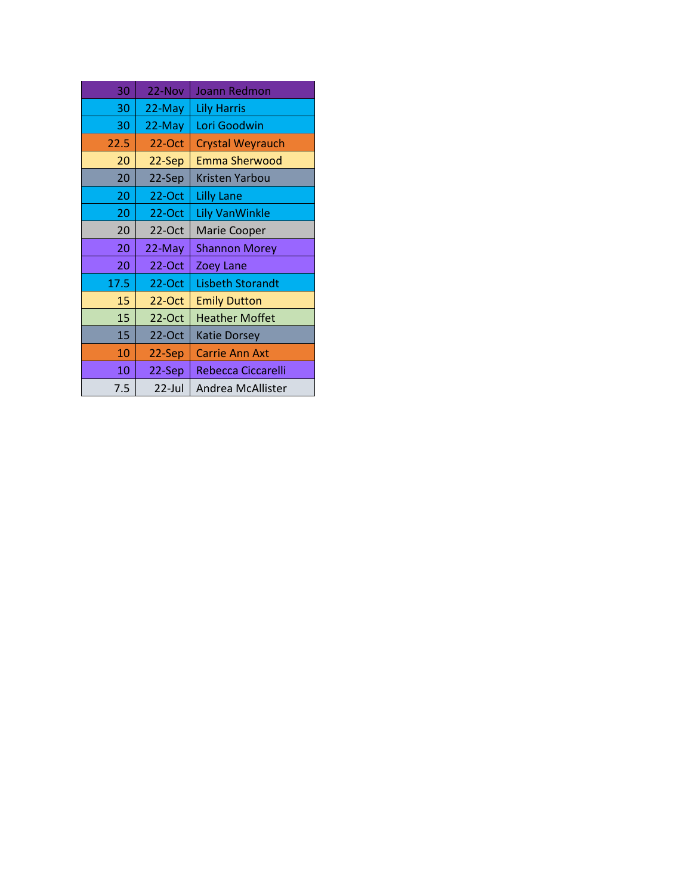| | | |
|---|---|---|
| 30 | 22-Nov | Joann Redmon |
| 30 | 22-May | Lily Harris |
| 30 | 22-May | Lori Goodwin |
| 22.5 | 22-Oct | Crystal Weyrauch |
| 20 | 22-Sep | Emma Sherwood |
| 20 | 22-Sep | Kristen Yarbou |
| 20 | 22-Oct | Lilly Lane |
| 20 | 22-Oct | Lily VanWinkle |
| 20 | 22-Oct | Marie Cooper |
| 20 | 22-May | Shannon Morey |
| 20 | 22-Oct | Zoey Lane |
| 17.5 | 22-Oct | Lisbeth Storandt |
| 15 | 22-Oct | Emily Dutton |
| 15 | 22-Oct | Heather Moffet |
| 15 | 22-Oct | Katie Dorsey |
| 10 | 22-Sep | Carrie Ann Axt |
| 10 | 22-Sep | Rebecca Ciccarelli |
| 7.5 | 22-Jul | Andrea McAllister |